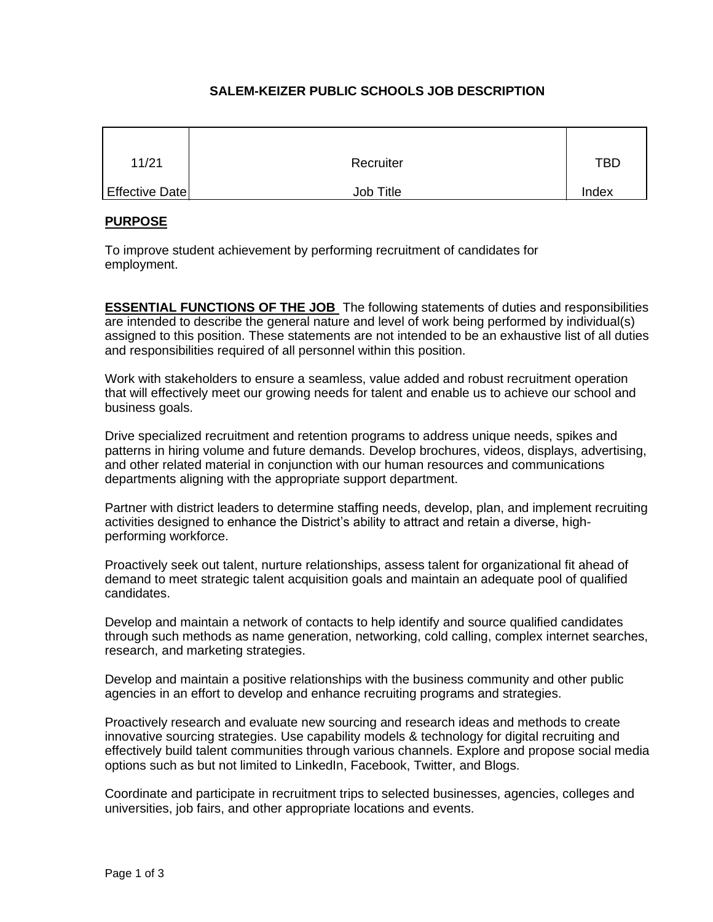# SALEM-KEIZER PUBLIC SCHOOLS JOB DESCRIPTION

| 11/21 | Recruiter | TBD |
|---|---|---|
| Effective Date | Job Title | Index |

## PURPOSE

To improve student achievement by performing recruitment of candidates for employment.

**ESSENTIAL FUNCTIONS OF THE JOB** The following statements of duties and responsibilities are intended to describe the general nature and level of work being performed by individual(s) assigned to this position. These statements are not intended to be an exhaustive list of all duties and responsibilities required of all personnel within this position.

Work with stakeholders to ensure a seamless, value added and robust recruitment operation that will effectively meet our growing needs for talent and enable us to achieve our school and business goals.

Drive specialized recruitment and retention programs to address unique needs, spikes and patterns in hiring volume and future demands. Develop brochures, videos, displays, advertising, and other related material in conjunction with our human resources and communications departments aligning with the appropriate support department.

Partner with district leaders to determine staffing needs, develop, plan, and implement recruiting activities designed to enhance the District's ability to attract and retain a diverse, high-performing workforce.

Proactively seek out talent, nurture relationships, assess talent for organizational fit ahead of demand to meet strategic talent acquisition goals and maintain an adequate pool of qualified candidates.

Develop and maintain a network of contacts to help identify and source qualified candidates through such methods as name generation, networking, cold calling, complex internet searches, research, and marketing strategies.

Develop and maintain a positive relationships with the business community and other public agencies in an effort to develop and enhance recruiting programs and strategies.

Proactively research and evaluate new sourcing and research ideas and methods to create innovative sourcing strategies. Use capability models & technology for digital recruiting and effectively build talent communities through various channels. Explore and propose social media options such as but not limited to LinkedIn, Facebook, Twitter, and Blogs.

Coordinate and participate in recruitment trips to selected businesses, agencies, colleges and universities, job fairs, and other appropriate locations and events.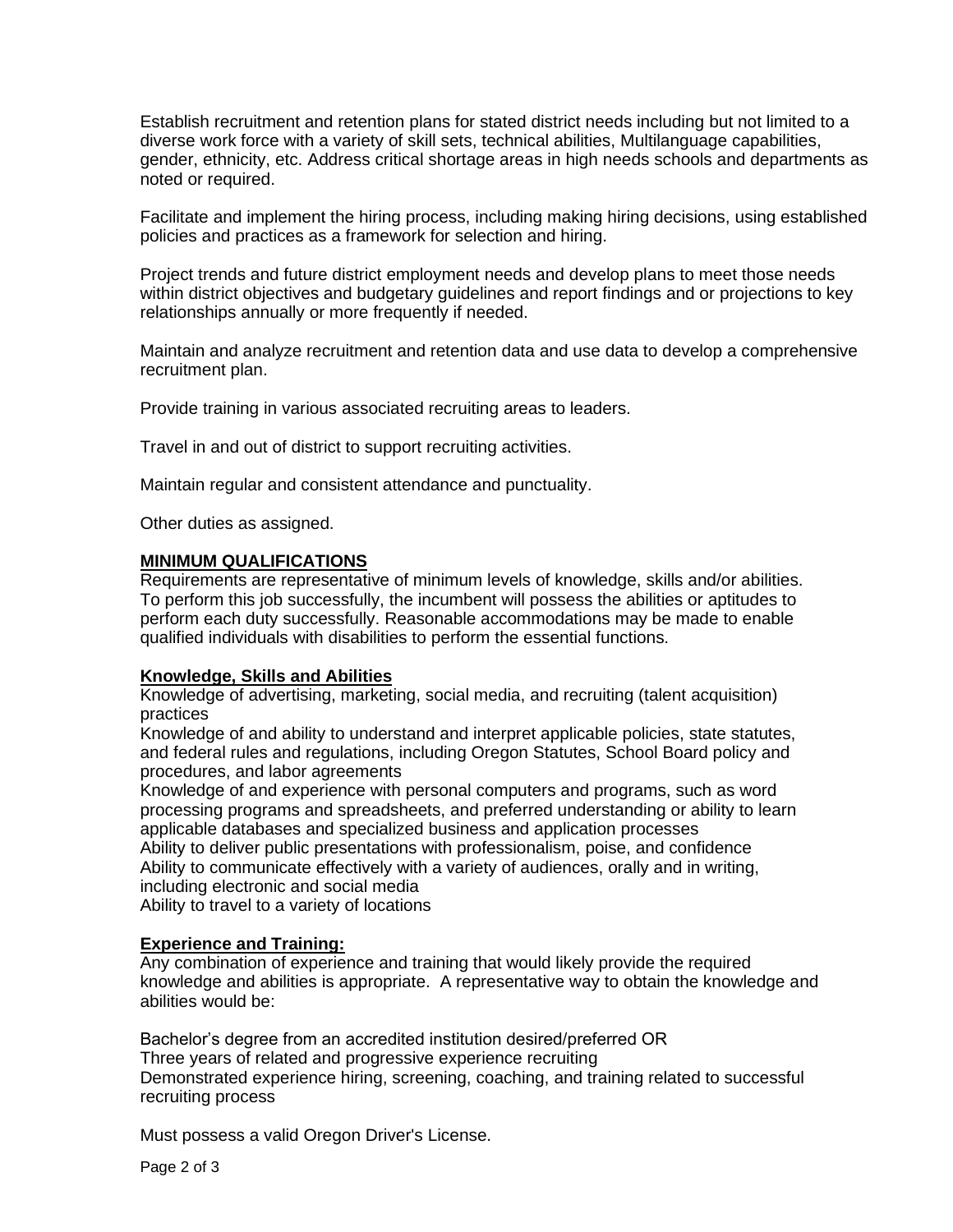Establish recruitment and retention plans for stated district needs including but not limited to a diverse work force with a variety of skill sets, technical abilities, Multilanguage capabilities, gender, ethnicity, etc. Address critical shortage areas in high needs schools and departments as noted or required.

Facilitate and implement the hiring process, including making hiring decisions, using established policies and practices as a framework for selection and hiring.

Project trends and future district employment needs and develop plans to meet those needs within district objectives and budgetary guidelines and report findings and or projections to key relationships annually or more frequently if needed.

Maintain and analyze recruitment and retention data and use data to develop a comprehensive recruitment plan.

Provide training in various associated recruiting areas to leaders.

Travel in and out of district to support recruiting activities.

Maintain regular and consistent attendance and punctuality.

Other duties as assigned.

## MINIMUM QUALIFICATIONS

Requirements are representative of minimum levels of knowledge, skills and/or abilities. To perform this job successfully, the incumbent will possess the abilities or aptitudes to perform each duty successfully. Reasonable accommodations may be made to enable qualified individuals with disabilities to perform the essential functions.

### Knowledge, Skills and Abilities

Knowledge of advertising, marketing, social media, and recruiting (talent acquisition) practices
Knowledge of and ability to understand and interpret applicable policies, state statutes, and federal rules and regulations, including Oregon Statutes, School Board policy and procedures, and labor agreements
Knowledge of and experience with personal computers and programs, such as word processing programs and spreadsheets, and preferred understanding or ability to learn applicable databases and specialized business and application processes
Ability to deliver public presentations with professionalism, poise, and confidence
Ability to communicate effectively with a variety of audiences, orally and in writing, including electronic and social media
Ability to travel to a variety of locations

### Experience and Training:

Any combination of experience and training that would likely provide the required knowledge and abilities is appropriate. A representative way to obtain the knowledge and abilities would be:

Bachelor's degree from an accredited institution desired/preferred OR
Three years of related and progressive experience recruiting
Demonstrated experience hiring, screening, coaching, and training related to successful recruiting process

Must possess a valid Oregon Driver's License.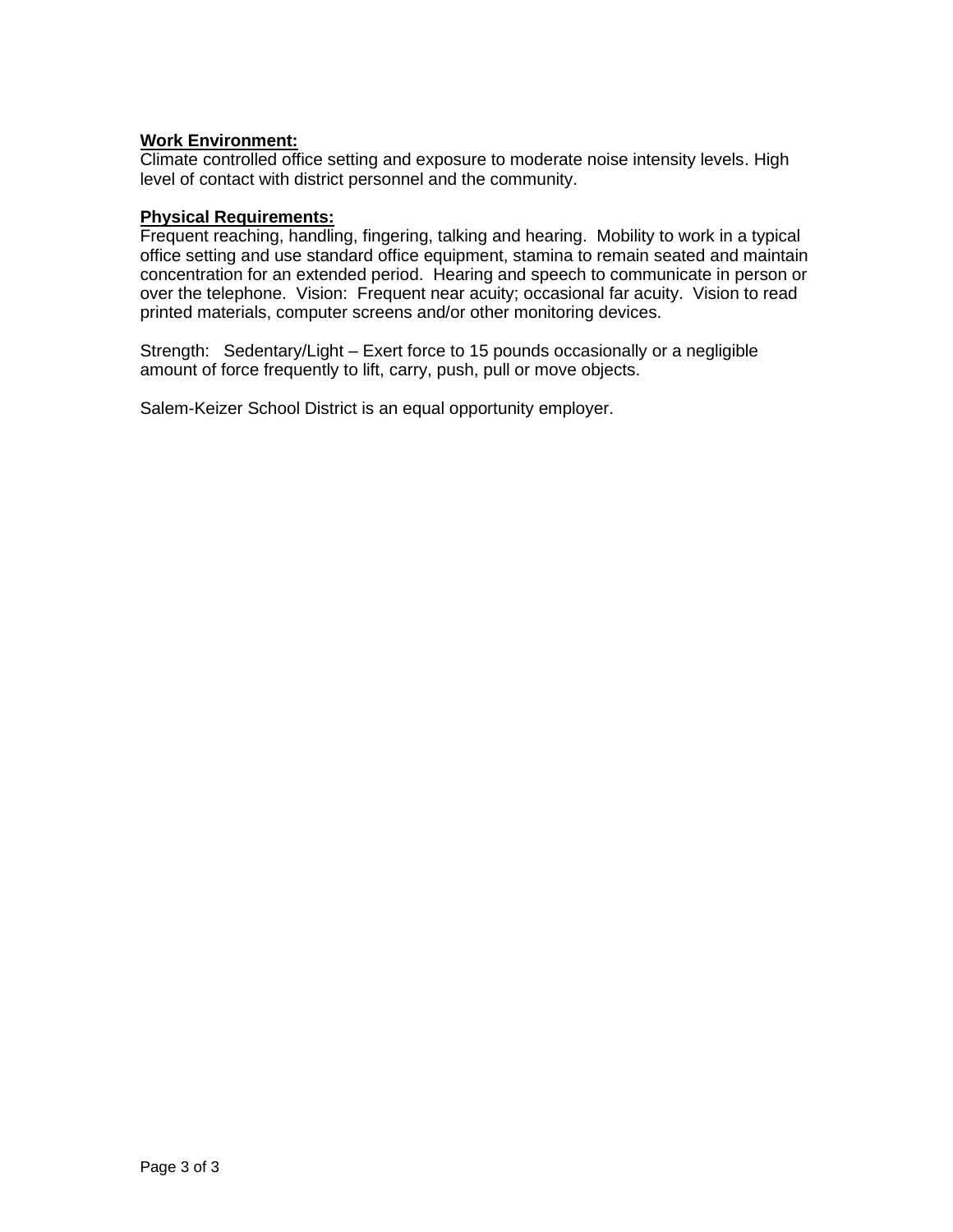**Work Environment:**
Climate controlled office setting and exposure to moderate noise intensity levels. High level of contact with district personnel and the community.

**Physical Requirements:**
Frequent reaching, handling, fingering, talking and hearing.  Mobility to work in a typical office setting and use standard office equipment, stamina to remain seated and maintain concentration for an extended period.  Hearing and speech to communicate in person or over the telephone.  Vision:  Frequent near acuity; occasional far acuity.  Vision to read printed materials, computer screens and/or other monitoring devices.

Strength:   Sedentary/Light – Exert force to 15 pounds occasionally or a negligible amount of force frequently to lift, carry, push, pull or move objects.

Salem-Keizer School District is an equal opportunity employer.